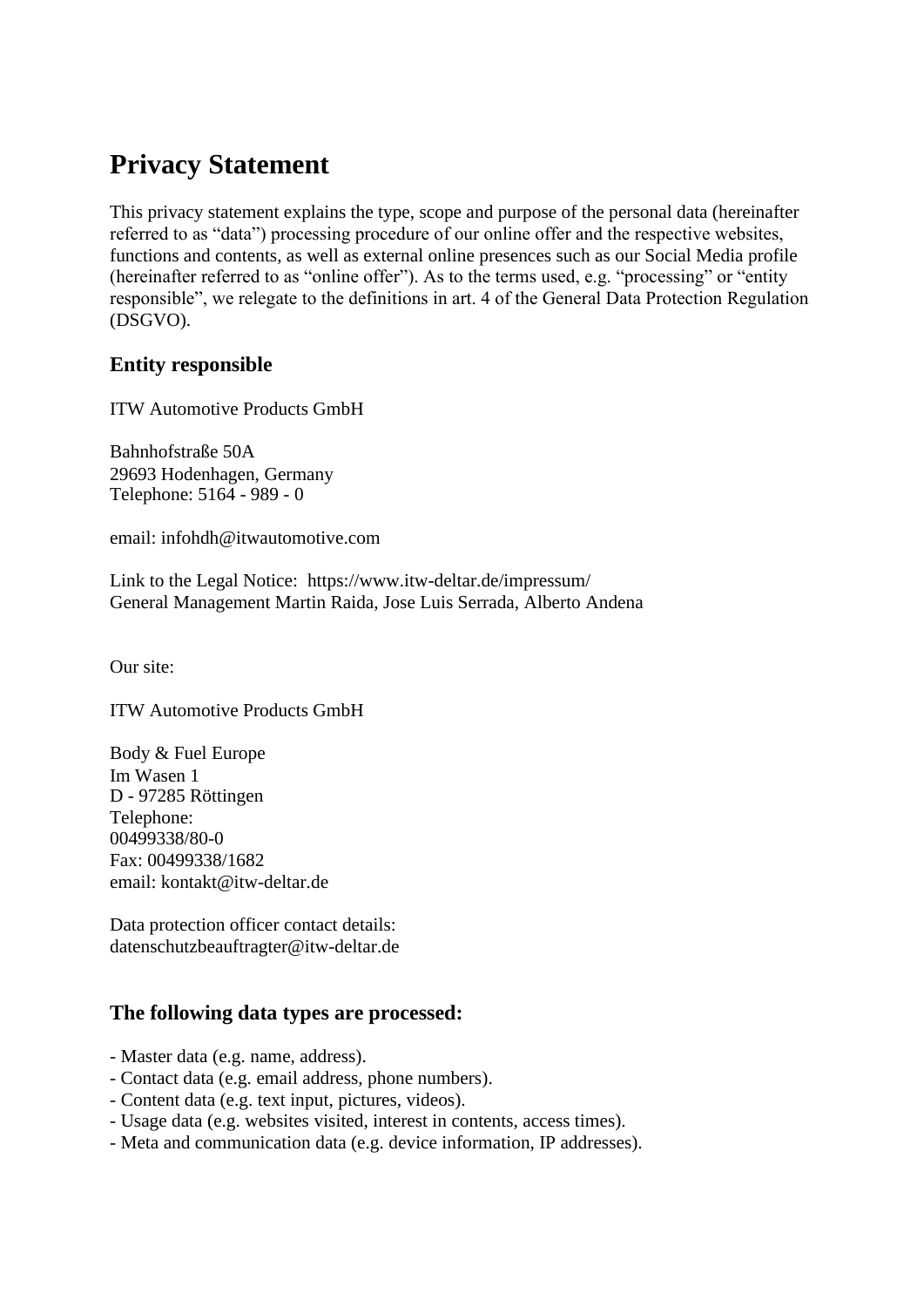# Privacy Statement

This privacy statement explains the type, scope and purpose of the personal data (hereinafter referred to as “data”) processing procedure of our online offer and the respective websites, functions and contents, as well as external online presences such as our Social Media profile (hereinafter referred to as “online offer”). As to the terms used, e.g. “processing” or “entity responsible”, we relegate to the definitions in art. 4 of the General Data Protection Regulation (DSGVO).

## Entity responsible

ITW Automotive Products GmbH

Bahnhofstraße 50A
29693 Hodenhagen, Germany
Telephone: 5164 - 989 - 0

email: infohdh@itwautomotive.com

Link to the Legal Notice: https://www.itw-deltar.de/impressum/
General Management Martin Raida, Jose Luis Serrada, Alberto Andena

Our site:

ITW Automotive Products GmbH

Body & Fuel Europe
Im Wasen 1
D - 97285 Röttingen
Telephone:
00499338/80-0
Fax: 00499338/1682
email: kontakt@itw-deltar.de

Data protection officer contact details:
datenschutzbeauftragter@itw-deltar.de

## The following data types are processed:

- Master data (e.g. name, address).
- Contact data (e.g. email address, phone numbers).
- Content data (e.g. text input, pictures, videos).
- Usage data (e.g. websites visited, interest in contents, access times).
- Meta and communication data (e.g. device information, IP addresses).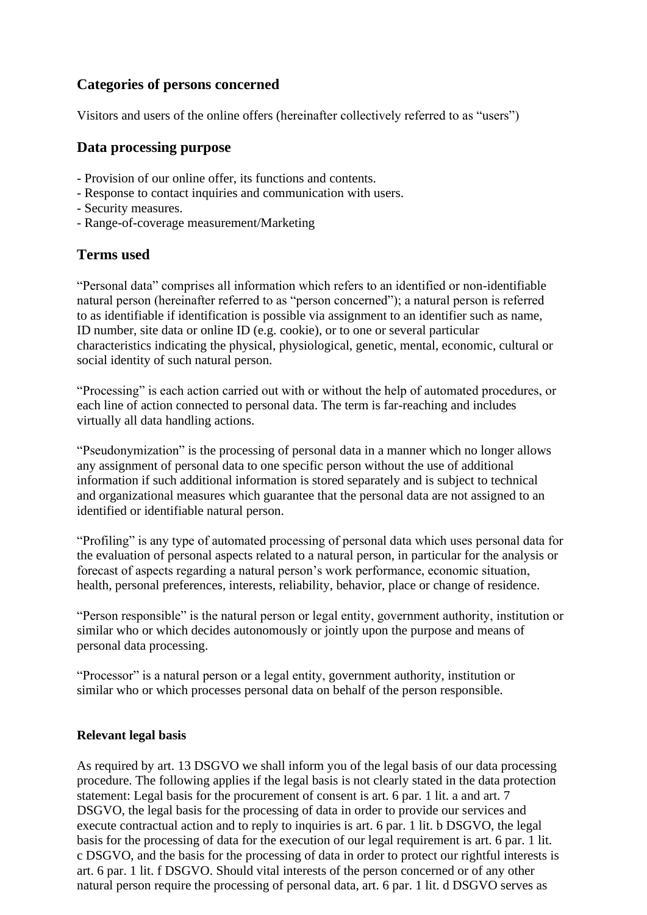## Categories of persons concerned

Visitors and users of the online offers (hereinafter collectively referred to as "users")

## Data processing purpose

- Provision of our online offer, its functions and contents.
- Response to contact inquiries and communication with users.
- Security measures.
- Range-of-coverage measurement/Marketing

## Terms used

"Personal data" comprises all information which refers to an identified or non-identifiable natural person (hereinafter referred to as "person concerned"); a natural person is referred to as identifiable if identification is possible via assignment to an identifier such as name, ID number, site data or online ID (e.g. cookie), or to one or several particular characteristics indicating the physical, physiological, genetic, mental, economic, cultural or social identity of such natural person.

"Processing" is each action carried out with or without the help of automated procedures, or each line of action connected to personal data. The term is far-reaching and includes virtually all data handling actions.

"Pseudonymization" is the processing of personal data in a manner which no longer allows any assignment of personal data to one specific person without the use of additional information if such additional information is stored separately and is subject to technical and organizational measures which guarantee that the personal data are not assigned to an identified or identifiable natural person.

"Profiling" is any type of automated processing of personal data which uses personal data for the evaluation of personal aspects related to a natural person, in particular for the analysis or forecast of aspects regarding a natural person's work performance, economic situation, health, personal preferences, interests, reliability, behavior, place or change of residence.

"Person responsible" is the natural person or legal entity, government authority, institution or similar who or which decides autonomously or jointly upon the purpose and means of personal data processing.

"Processor" is a natural person or a legal entity, government authority, institution or similar who or which processes personal data on behalf of the person responsible.

### Relevant legal basis

As required by art. 13 DSGVO we shall inform you of the legal basis of our data processing procedure. The following applies if the legal basis is not clearly stated in the data protection statement: Legal basis for the procurement of consent is art. 6 par. 1 lit. a and art. 7 DSGVO, the legal basis for the processing of data in order to provide our services and execute contractual action and to reply to inquiries is art. 6 par. 1 lit. b DSGVO, the legal basis for the processing of data for the execution of our legal requirement is art. 6 par. 1 lit. c DSGVO, and the basis for the processing of data in order to protect our rightful interests is art. 6 par. 1 lit. f DSGVO. Should vital interests of the person concerned or of any other natural person require the processing of personal data, art. 6 par. 1 lit. d DSGVO serves as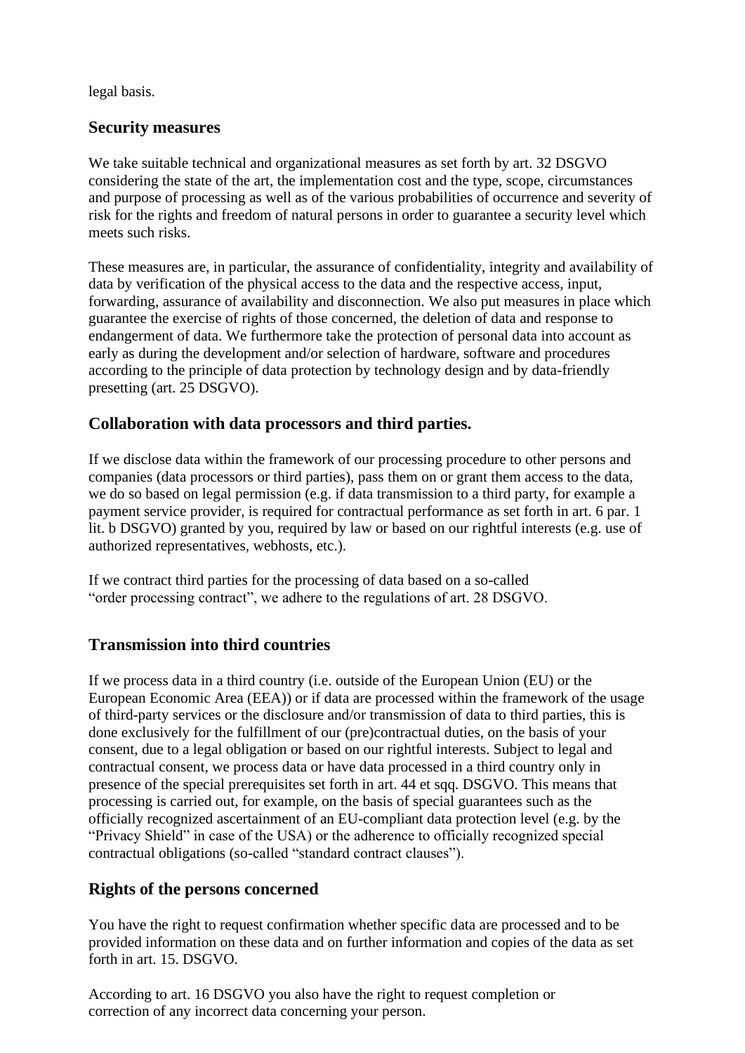legal basis.

## Security measures

We take suitable technical and organizational measures as set forth by art. 32 DSGVO considering the state of the art, the implementation cost and the type, scope, circumstances and purpose of processing as well as of the various probabilities of occurrence and severity of risk for the rights and freedom of natural persons in order to guarantee a security level which meets such risks.

These measures are, in particular, the assurance of confidentiality, integrity and availability of data by verification of the physical access to the data and the respective access, input, forwarding, assurance of availability and disconnection. We also put measures in place which guarantee the exercise of rights of those concerned, the deletion of data and response to endangerment of data. We furthermore take the protection of personal data into account as early as during the development and/or selection of hardware, software and procedures according to the principle of data protection by technology design and by data-friendly presetting (art. 25 DSGVO).

## Collaboration with data processors and third parties.

If we disclose data within the framework of our processing procedure to other persons and companies (data processors or third parties), pass them on or grant them access to the data, we do so based on legal permission (e.g. if data transmission to a third party, for example a payment service provider, is required for contractual performance as set forth in art. 6 par. 1 lit. b DSGVO) granted by you, required by law or based on our rightful interests (e.g. use of authorized representatives, webhosts, etc.).

If we contract third parties for the processing of data based on a so-called "order processing contract", we adhere to the regulations of art. 28 DSGVO.

## Transmission into third countries

If we process data in a third country (i.e. outside of the European Union (EU) or the European Economic Area (EEA)) or if data are processed within the framework of the usage of third-party services or the disclosure and/or transmission of data to third parties, this is done exclusively for the fulfillment of our (pre)contractual duties, on the basis of your consent, due to a legal obligation or based on our rightful interests. Subject to legal and contractual consent, we process data or have data processed in a third country only in presence of the special prerequisites set forth in art. 44 et sqq. DSGVO. This means that processing is carried out, for example, on the basis of special guarantees such as the officially recognized ascertainment of an EU-compliant data protection level (e.g. by the "Privacy Shield" in case of the USA) or the adherence to officially recognized special contractual obligations (so-called "standard contract clauses").

## Rights of the persons concerned

You have the right to request confirmation whether specific data are processed and to be provided information on these data and on further information and copies of the data as set forth in art. 15. DSGVO.

According to art. 16 DSGVO you also have the right to request completion or correction of any incorrect data concerning your person.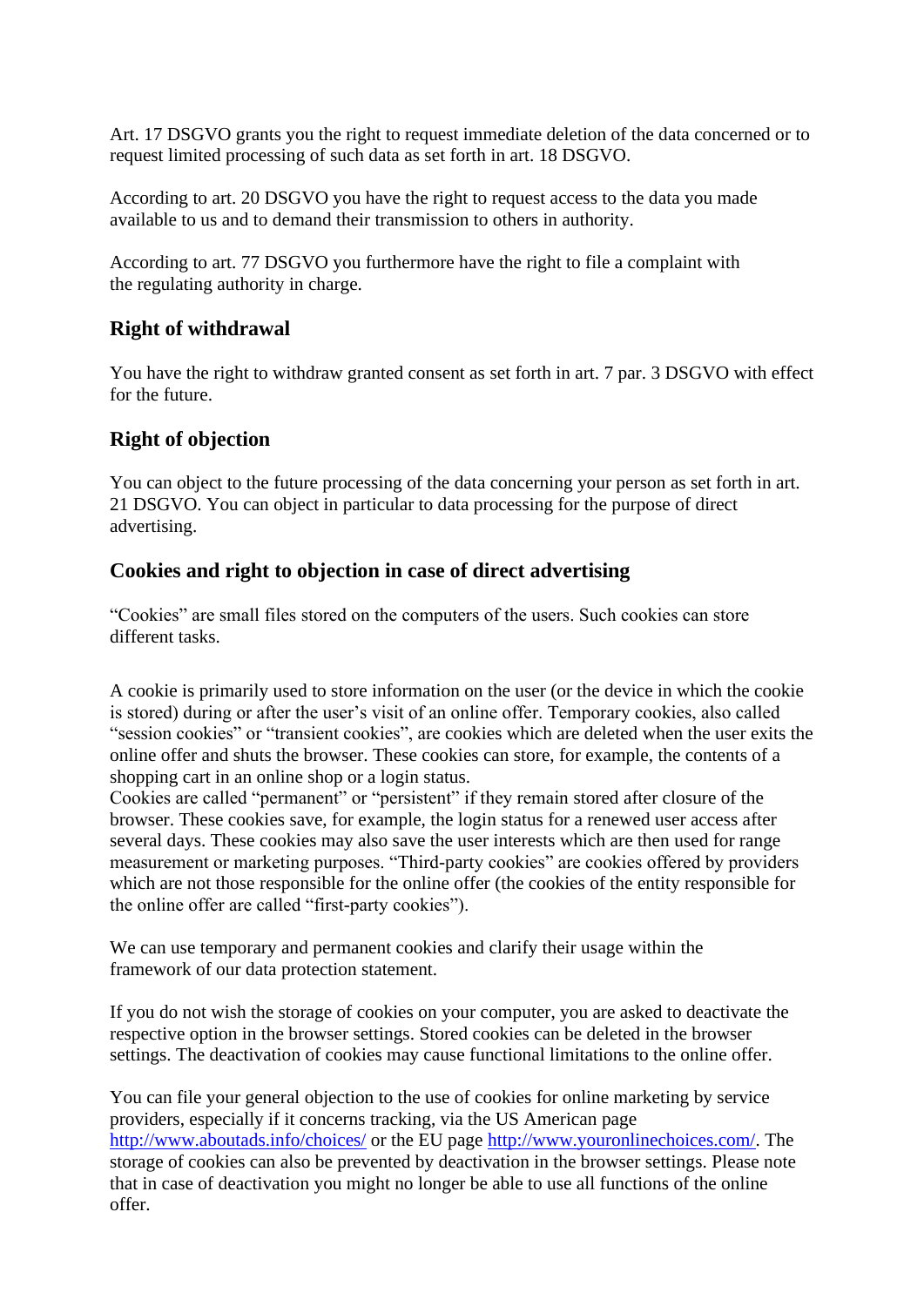Art. 17 DSGVO grants you the right to request immediate deletion of the data concerned or to request limited processing of such data as set forth in art. 18 DSGVO.

According to art. 20 DSGVO you have the right to request access to the data you made available to us and to demand their transmission to others in authority.

According to art. 77 DSGVO you furthermore have the right to file a complaint with the regulating authority in charge.

## Right of withdrawal

You have the right to withdraw granted consent as set forth in art. 7 par. 3 DSGVO with effect for the future.

## Right of objection

You can object to the future processing of the data concerning your person as set forth in art. 21 DSGVO. You can object in particular to data processing for the purpose of direct advertising.

## Cookies and right to objection in case of direct advertising

"Cookies" are small files stored on the computers of the users. Such cookies can store different tasks.

A cookie is primarily used to store information on the user (or the device in which the cookie is stored) during or after the user's visit of an online offer. Temporary cookies, also called "session cookies" or "transient cookies", are cookies which are deleted when the user exits the online offer and shuts the browser. These cookies can store, for example, the contents of a shopping cart in an online shop or a login status.
Cookies are called "permanent" or "persistent" if they remain stored after closure of the browser. These cookies save, for example, the login status for a renewed user access after several days. These cookies may also save the user interests which are then used for range measurement or marketing purposes. "Third-party cookies" are cookies offered by providers which are not those responsible for the online offer (the cookies of the entity responsible for the online offer are called "first-party cookies").

We can use temporary and permanent cookies and clarify their usage within the framework of our data protection statement.

If you do not wish the storage of cookies on your computer, you are asked to deactivate the respective option in the browser settings. Stored cookies can be deleted in the browser settings. The deactivation of cookies may cause functional limitations to the online offer.

You can file your general objection to the use of cookies for online marketing by service providers, especially if it concerns tracking, via the US American page http://www.aboutads.info/choices/ or the EU page http://www.youronlinechoices.com/. The storage of cookies can also be prevented by deactivation in the browser settings. Please note that in case of deactivation you might no longer be able to use all functions of the online offer.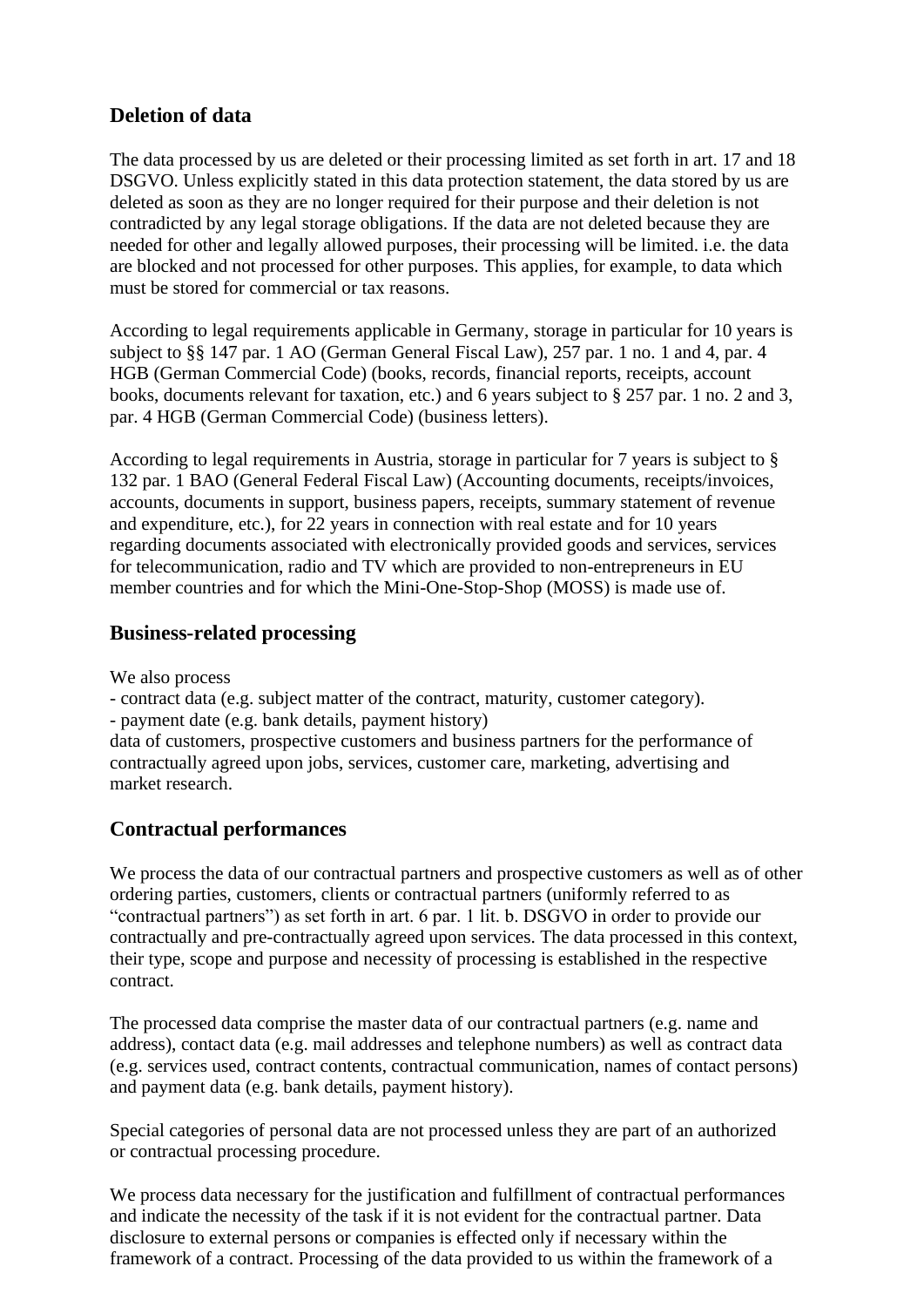## Deletion of data

The data processed by us are deleted or their processing limited as set forth in art. 17 and 18 DSGVO. Unless explicitly stated in this data protection statement, the data stored by us are deleted as soon as they are no longer required for their purpose and their deletion is not contradicted by any legal storage obligations. If the data are not deleted because they are needed for other and legally allowed purposes, their processing will be limited. i.e. the data are blocked and not processed for other purposes. This applies, for example, to data which must be stored for commercial or tax reasons.

According to legal requirements applicable in Germany, storage in particular for 10 years is subject to §§ 147 par. 1 AO (German General Fiscal Law), 257 par. 1 no. 1 and 4, par. 4 HGB (German Commercial Code) (books, records, financial reports, receipts, account books, documents relevant for taxation, etc.) and 6 years subject to § 257 par. 1 no. 2 and 3, par. 4 HGB (German Commercial Code) (business letters).

According to legal requirements in Austria, storage in particular for 7 years is subject to § 132 par. 1 BAO (General Federal Fiscal Law) (Accounting documents, receipts/invoices, accounts, documents in support, business papers, receipts, summary statement of revenue and expenditure, etc.), for 22 years in connection with real estate and for 10 years regarding documents associated with electronically provided goods and services, services for telecommunication, radio and TV which are provided to non-entrepreneurs in EU member countries and for which the Mini-One-Stop-Shop (MOSS) is made use of.

## Business-related processing

We also process
- contract data (e.g. subject matter of the contract, maturity, customer category).
- payment date (e.g. bank details, payment history)
data of customers, prospective customers and business partners for the performance of contractually agreed upon jobs, services, customer care, marketing, advertising and market research.

## Contractual performances

We process the data of our contractual partners and prospective customers as well as of other ordering parties, customers, clients or contractual partners (uniformly referred to as "contractual partners") as set forth in art. 6 par. 1 lit. b. DSGVO in order to provide our contractually and pre-contractually agreed upon services. The data processed in this context, their type, scope and purpose and necessity of processing is established in the respective contract.

The processed data comprise the master data of our contractual partners (e.g. name and address), contact data (e.g. mail addresses and telephone numbers) as well as contract data (e.g. services used, contract contents, contractual communication, names of contact persons) and payment data (e.g. bank details, payment history).

Special categories of personal data are not processed unless they are part of an authorized or contractual processing procedure.

We process data necessary for the justification and fulfillment of contractual performances and indicate the necessity of the task if it is not evident for the contractual partner. Data disclosure to external persons or companies is effected only if necessary within the framework of a contract. Processing of the data provided to us within the framework of a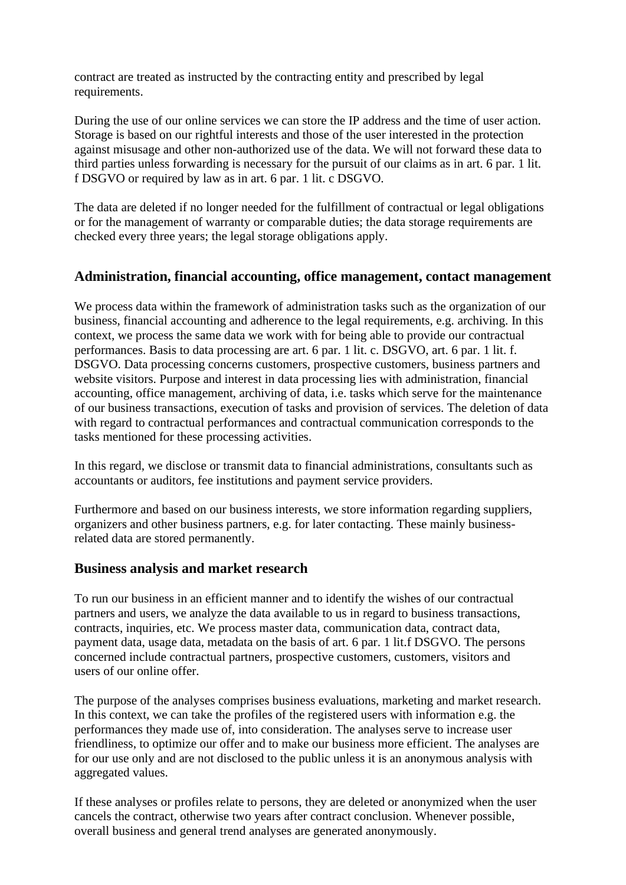contract are treated as instructed by the contracting entity and prescribed by legal requirements.

During the use of our online services we can store the IP address and the time of user action. Storage is based on our rightful interests and those of the user interested in the protection against misusage and other non-authorized use of the data. We will not forward these data to third parties unless forwarding is necessary for the pursuit of our claims as in art. 6 par. 1 lit. f DSGVO or required by law as in art. 6 par. 1 lit. c DSGVO.

The data are deleted if no longer needed for the fulfillment of contractual or legal obligations or for the management of warranty or comparable duties; the data storage requirements are checked every three years; the legal storage obligations apply.

## Administration, financial accounting, office management, contact management

We process data within the framework of administration tasks such as the organization of our business, financial accounting and adherence to the legal requirements, e.g. archiving. In this context, we process the same data we work with for being able to provide our contractual performances. Basis to data processing are art. 6 par. 1 lit. c. DSGVO, art. 6 par. 1 lit. f. DSGVO. Data processing concerns customers, prospective customers, business partners and website visitors. Purpose and interest in data processing lies with administration, financial accounting, office management, archiving of data, i.e. tasks which serve for the maintenance of our business transactions, execution of tasks and provision of services. The deletion of data with regard to contractual performances and contractual communication corresponds to the tasks mentioned for these processing activities.

In this regard, we disclose or transmit data to financial administrations, consultants such as accountants or auditors, fee institutions and payment service providers.

Furthermore and based on our business interests, we store information regarding suppliers, organizers and other business partners, e.g. for later contacting. These mainly business-related data are stored permanently.

## Business analysis and market research

To run our business in an efficient manner and to identify the wishes of our contractual partners and users, we analyze the data available to us in regard to business transactions, contracts, inquiries, etc. We process master data, communication data, contract data, payment data, usage data, metadata on the basis of art. 6 par. 1 lit.f DSGVO. The persons concerned include contractual partners, prospective customers, customers, visitors and users of our online offer.

The purpose of the analyses comprises business evaluations, marketing and market research. In this context, we can take the profiles of the registered users with information e.g. the performances they made use of, into consideration. The analyses serve to increase user friendliness, to optimize our offer and to make our business more efficient. The analyses are for our use only and are not disclosed to the public unless it is an anonymous analysis with aggregated values.

If these analyses or profiles relate to persons, they are deleted or anonymized when the user cancels the contract, otherwise two years after contract conclusion. Whenever possible, overall business and general trend analyses are generated anonymously.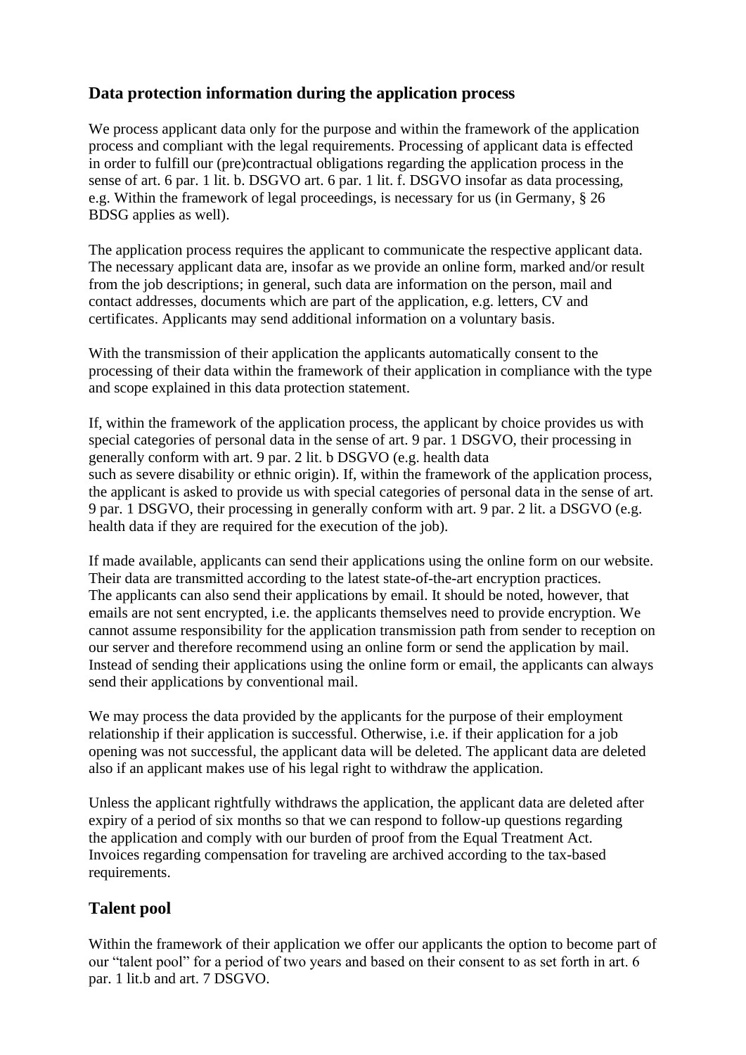## Data protection information during the application process

We process applicant data only for the purpose and within the framework of the application process and compliant with the legal requirements. Processing of applicant data is effected in order to fulfill our (pre)contractual obligations regarding the application process in the sense of art. 6 par. 1 lit. b. DSGVO art. 6 par. 1 lit. f. DSGVO insofar as data processing, e.g. Within the framework of legal proceedings, is necessary for us (in Germany, § 26 BDSG applies as well).

The application process requires the applicant to communicate the respective applicant data. The necessary applicant data are, insofar as we provide an online form, marked and/or result from the job descriptions; in general, such data are information on the person, mail and contact addresses, documents which are part of the application, e.g. letters, CV and certificates. Applicants may send additional information on a voluntary basis.

With the transmission of their application the applicants automatically consent to the processing of their data within the framework of their application in compliance with the type and scope explained in this data protection statement.

If, within the framework of the application process, the applicant by choice provides us with special categories of personal data in the sense of art. 9 par. 1 DSGVO, their processing in generally conform with art. 9 par. 2 lit. b DSGVO (e.g. health data such as severe disability or ethnic origin). If, within the framework of the application process, the applicant is asked to provide us with special categories of personal data in the sense of art. 9 par. 1 DSGVO, their processing in generally conform with art. 9 par. 2 lit. a DSGVO (e.g. health data if they are required for the execution of the job).

If made available, applicants can send their applications using the online form on our website. Their data are transmitted according to the latest state-of-the-art encryption practices. The applicants can also send their applications by email. It should be noted, however, that emails are not sent encrypted, i.e. the applicants themselves need to provide encryption. We cannot assume responsibility for the application transmission path from sender to reception on our server and therefore recommend using an online form or send the application by mail. Instead of sending their applications using the online form or email, the applicants can always send their applications by conventional mail.

We may process the data provided by the applicants for the purpose of their employment relationship if their application is successful. Otherwise, i.e. if their application for a job opening was not successful, the applicant data will be deleted. The applicant data are deleted also if an applicant makes use of his legal right to withdraw the application.

Unless the applicant rightfully withdraws the application, the applicant data are deleted after expiry of a period of six months so that we can respond to follow-up questions regarding the application and comply with our burden of proof from the Equal Treatment Act. Invoices regarding compensation for traveling are archived according to the tax-based requirements.

## Talent pool

Within the framework of their application we offer our applicants the option to become part of our "talent pool" for a period of two years and based on their consent to as set forth in art. 6 par. 1 lit.b and art. 7 DSGVO.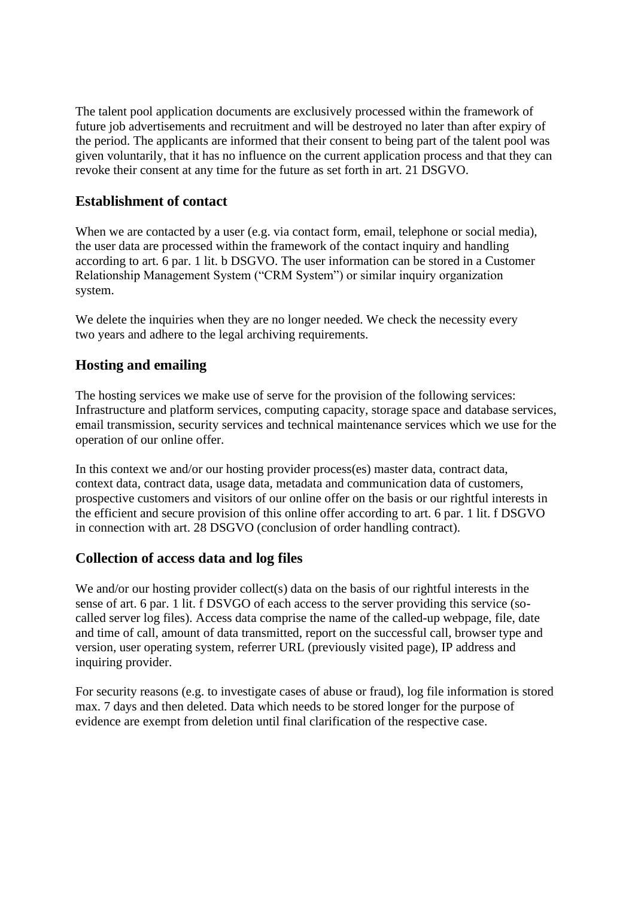The talent pool application documents are exclusively processed within the framework of future job advertisements and recruitment and will be destroyed no later than after expiry of the period. The applicants are informed that their consent to being part of the talent pool was given voluntarily, that it has no influence on the current application process and that they can revoke their consent at any time for the future as set forth in art. 21 DSGVO.

## Establishment of contact

When we are contacted by a user (e.g. via contact form, email, telephone or social media), the user data are processed within the framework of the contact inquiry and handling according to art. 6 par. 1 lit. b DSGVO. The user information can be stored in a Customer Relationship Management System ("CRM System") or similar inquiry organization system.

We delete the inquiries when they are no longer needed. We check the necessity every two years and adhere to the legal archiving requirements.

## Hosting and emailing

The hosting services we make use of serve for the provision of the following services: Infrastructure and platform services, computing capacity, storage space and database services, email transmission, security services and technical maintenance services which we use for the operation of our online offer.

In this context we and/or our hosting provider process(es) master data, contract data, context data, contract data, usage data, metadata and communication data of customers, prospective customers and visitors of our online offer on the basis or our rightful interests in the efficient and secure provision of this online offer according to art. 6 par. 1 lit. f DSGVO in connection with art. 28 DSGVO (conclusion of order handling contract).

## Collection of access data and log files

We and/or our hosting provider collect(s) data on the basis of our rightful interests in the sense of art. 6 par. 1 lit. f DSVGO of each access to the server providing this service (so-called server log files). Access data comprise the name of the called-up webpage, file, date and time of call, amount of data transmitted, report on the successful call, browser type and version, user operating system, referrer URL (previously visited page), IP address and inquiring provider.

For security reasons (e.g. to investigate cases of abuse or fraud), log file information is stored max. 7 days and then deleted. Data which needs to be stored longer for the purpose of evidence are exempt from deletion until final clarification of the respective case.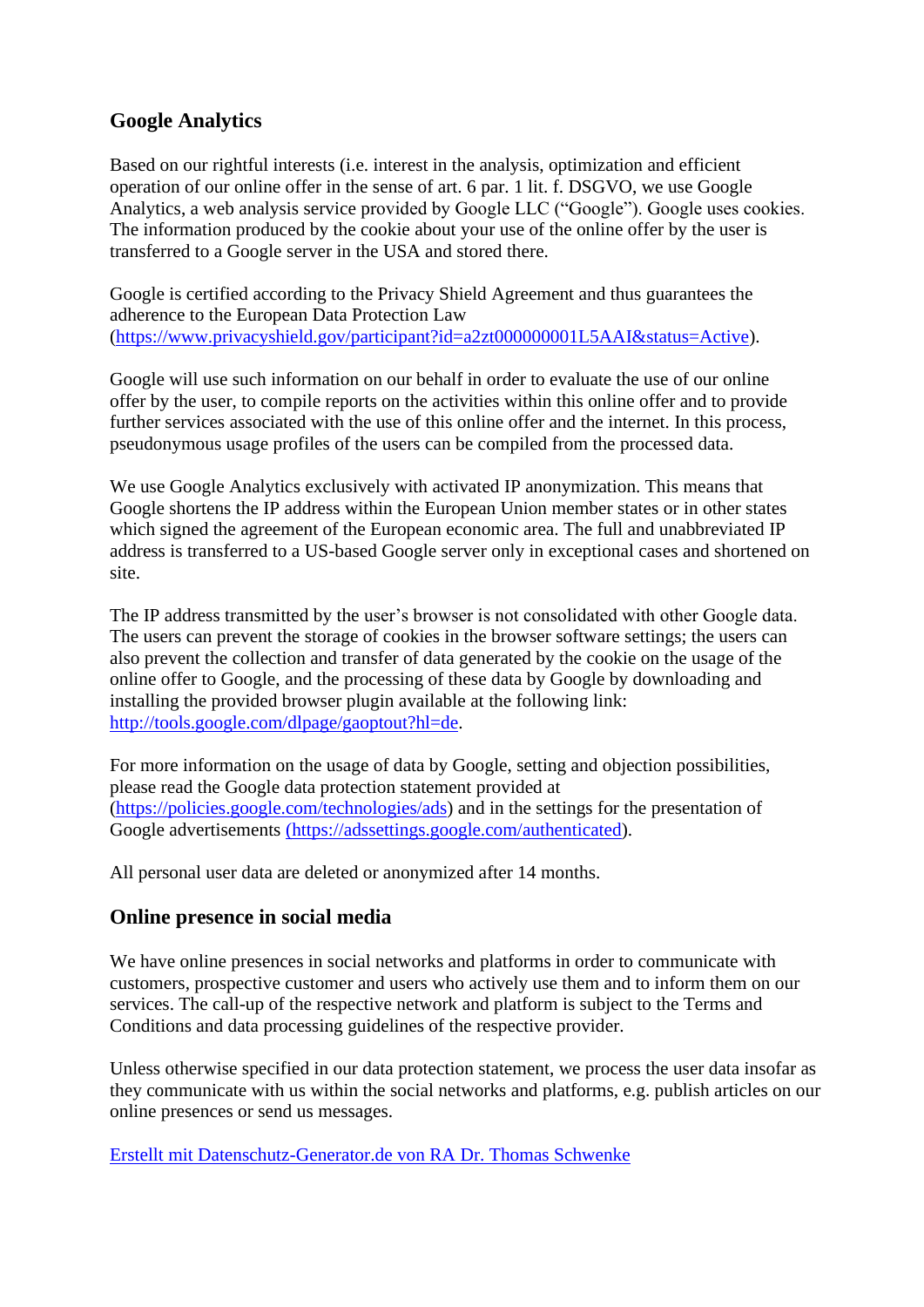## Google Analytics

Based on our rightful interests (i.e. interest in the analysis, optimization and efficient operation of our online offer in the sense of art. 6 par. 1 lit. f. DSGVO, we use Google Analytics, a web analysis service provided by Google LLC ("Google"). Google uses cookies. The information produced by the cookie about your use of the online offer by the user is transferred to a Google server in the USA and stored there.

Google is certified according to the Privacy Shield Agreement and thus guarantees the adherence to the European Data Protection Law (https://www.privacyshield.gov/participant?id=a2zt000000001L5AAI&status=Active).

Google will use such information on our behalf in order to evaluate the use of our online offer by the user, to compile reports on the activities within this online offer and to provide further services associated with the use of this online offer and the internet. In this process, pseudonymous usage profiles of the users can be compiled from the processed data.

We use Google Analytics exclusively with activated IP anonymization. This means that Google shortens the IP address within the European Union member states or in other states which signed the agreement of the European economic area. The full and unabbreviated IP address is transferred to a US-based Google server only in exceptional cases and shortened on site.

The IP address transmitted by the user's browser is not consolidated with other Google data. The users can prevent the storage of cookies in the browser software settings; the users can also prevent the collection and transfer of data generated by the cookie on the usage of the online offer to Google, and the processing of these data by Google by downloading and installing the provided browser plugin available at the following link: http://tools.google.com/dlpage/gaoptout?hl=de.

For more information on the usage of data by Google, setting and objection possibilities, please read the Google data protection statement provided at (https://policies.google.com/technologies/ads) and in the settings for the presentation of Google advertisements (https://adssettings.google.com/authenticated).

All personal user data are deleted or anonymized after 14 months.

## Online presence in social media

We have online presences in social networks and platforms in order to communicate with customers, prospective customer and users who actively use them and to inform them on our services. The call-up of the respective network and platform is subject to the Terms and Conditions and data processing guidelines of the respective provider.

Unless otherwise specified in our data protection statement, we process the user data insofar as they communicate with us within the social networks and platforms, e.g. publish articles on our online presences or send us messages.

Erstellt mit Datenschutz-Generator.de von RA Dr. Thomas Schwenke